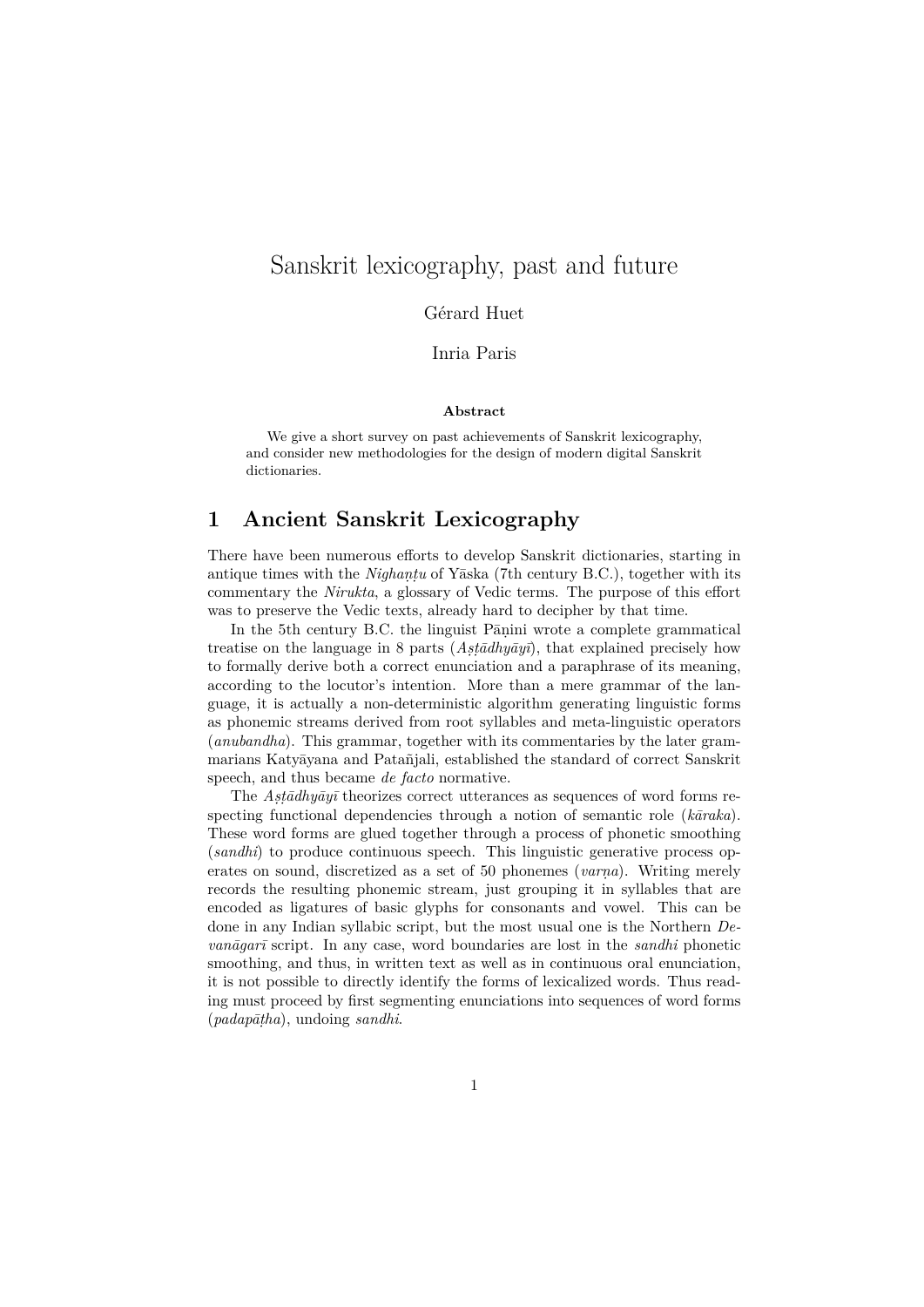# Sanskrit lexicography, past and future

Gérard Huet

Inria Paris

**Abstract**

We give a short survey on past achievements of Sanskrit lexicography, and consider new methodologies for the design of modern digital Sanskrit dictionaries.

## 1 Ancient Sanskrit Lexicography

There have been numerous efforts to develop Sanskrit dictionaries, starting in antique times with the *Nighaṇṭu* of Yāska (7th century B.C.), together with its commentary the *Nirukta*, a glossary of Vedic terms. The purpose of this effort was to preserve the Vedic texts, already hard to decipher by that time.

In the 5th century B.C. the linguist Pāṇini wrote a complete grammatical treatise on the language in 8 parts (*Aṣṭādhyāyī*), that explained precisely how to formally derive both a correct enunciation and a paraphrase of its meaning, according to the locutor's intention. More than a mere grammar of the language, it is actually a non-deterministic algorithm generating linguistic forms as phonemic streams derived from root syllables and meta-linguistic operators (*anubandha*). This grammar, together with its commentaries by the later grammarians Katyāyana and Patañjali, established the standard of correct Sanskrit speech, and thus became *de facto* normative.

The *Aṣṭādhyāyī* theorizes correct utterances as sequences of word forms respecting functional dependencies through a notion of semantic role (*kāraka*). These word forms are glued together through a process of phonetic smoothing (*sandhi*) to produce continuous speech. This linguistic generative process operates on sound, discretized as a set of 50 phonemes (*varṇa*). Writing merely records the resulting phonemic stream, just grouping it in syllables that are encoded as ligatures of basic glyphs for consonants and vowel. This can be done in any Indian syllabic script, but the most usual one is the Northern *Devanāgarī* script. In any case, word boundaries are lost in the *sandhi* phonetic smoothing, and thus, in written text as well as in continuous oral enunciation, it is not possible to directly identify the forms of lexicalized words. Thus reading must proceed by first segmenting enunciations into sequences of word forms (*padapāṭha*), undoing *sandhi*.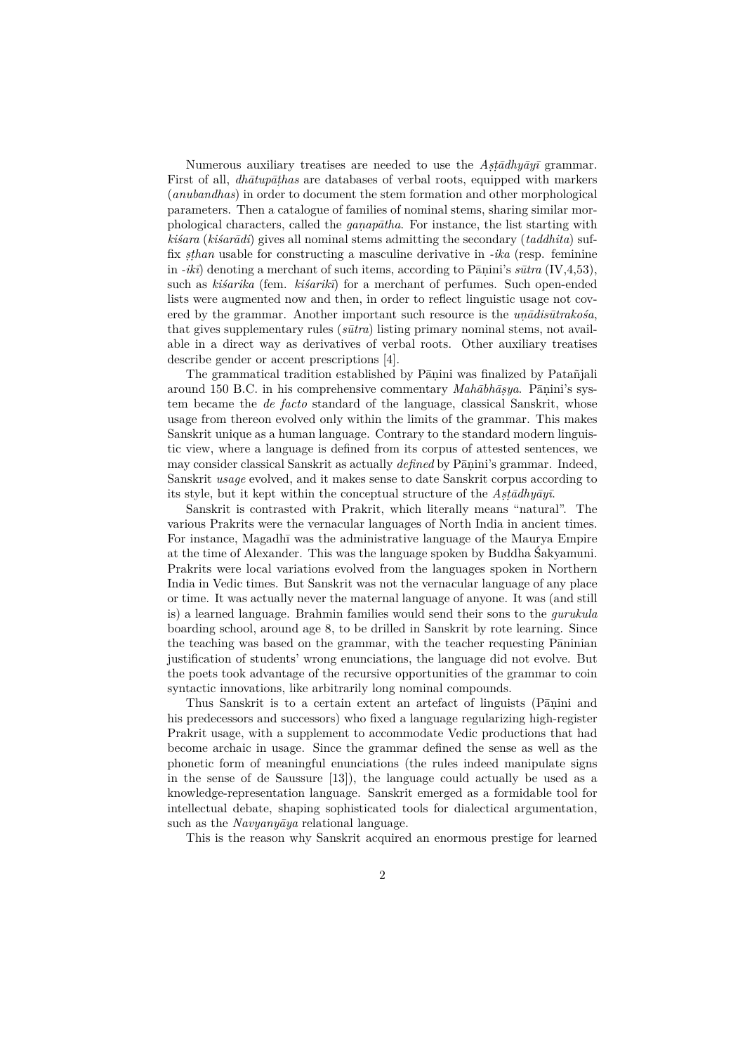Numerous auxiliary treatises are needed to use the *Aṣṭādhyāyī* grammar. First of all, *dhātupāṭhas* are databases of verbal roots, equipped with markers (*anubandhas*) in order to document the stem formation and other morphological parameters. Then a catalogue of families of nominal stems, sharing similar morphological characters, called the *gaṇapātha*. For instance, the list starting with *kiśara* (*kiśarādi*) gives all nominal stems admitting the secondary (*taddhita*) suffix *ṣṭhan* usable for constructing a masculine derivative in *-ika* (resp. feminine in *-ikī*) denoting a merchant of such items, according to Pāṇini's *sūtra* (IV,4,53), such as *kiśarika* (fem. *kiśarikī*) for a merchant of perfumes. Such open-ended lists were augmented now and then, in order to reflect linguistic usage not covered by the grammar. Another important such resource is the *uṇādisūtrakośa*, that gives supplementary rules (*sūtra*) listing primary nominal stems, not available in a direct way as derivatives of verbal roots. Other auxiliary treatises describe gender or accent prescriptions [4].

The grammatical tradition established by Pāṇini was finalized by Patañjali around 150 B.C. in his comprehensive commentary *Mahābhāṣya*. Pāṇini's system became the *de facto* standard of the language, classical Sanskrit, whose usage from thereon evolved only within the limits of the grammar. This makes Sanskrit unique as a human language. Contrary to the standard modern linguistic view, where a language is defined from its corpus of attested sentences, we may consider classical Sanskrit as actually *defined* by Pāṇini's grammar. Indeed, Sanskrit *usage* evolved, and it makes sense to date Sanskrit corpus according to its style, but it kept within the conceptual structure of the *Aṣṭādhyāyī*.

Sanskrit is contrasted with Prakrit, which literally means "natural". The various Prakrits were the vernacular languages of North India in ancient times. For instance, Magadhī was the administrative language of the Maurya Empire at the time of Alexander. This was the language spoken by Buddha Śakyamuni. Prakrits were local variations evolved from the languages spoken in Northern India in Vedic times. But Sanskrit was not the vernacular language of any place or time. It was actually never the maternal language of anyone. It was (and still is) a learned language. Brahmin families would send their sons to the *gurukula* boarding school, around age 8, to be drilled in Sanskrit by rote learning. Since the teaching was based on the grammar, with the teacher requesting Pāninian justification of students' wrong enunciations, the language did not evolve. But the poets took advantage of the recursive opportunities of the grammar to coin syntactic innovations, like arbitrarily long nominal compounds.

Thus Sanskrit is to a certain extent an artefact of linguists (Pāṇini and his predecessors and successors) who fixed a language regularizing high-register Prakrit usage, with a supplement to accommodate Vedic productions that had become archaic in usage. Since the grammar defined the sense as well as the phonetic form of meaningful enunciations (the rules indeed manipulate signs in the sense of de Saussure [13]), the language could actually be used as a knowledge-representation language. Sanskrit emerged as a formidable tool for intellectual debate, shaping sophisticated tools for dialectical argumentation, such as the *Navyanyāya* relational language.

This is the reason why Sanskrit acquired an enormous prestige for learned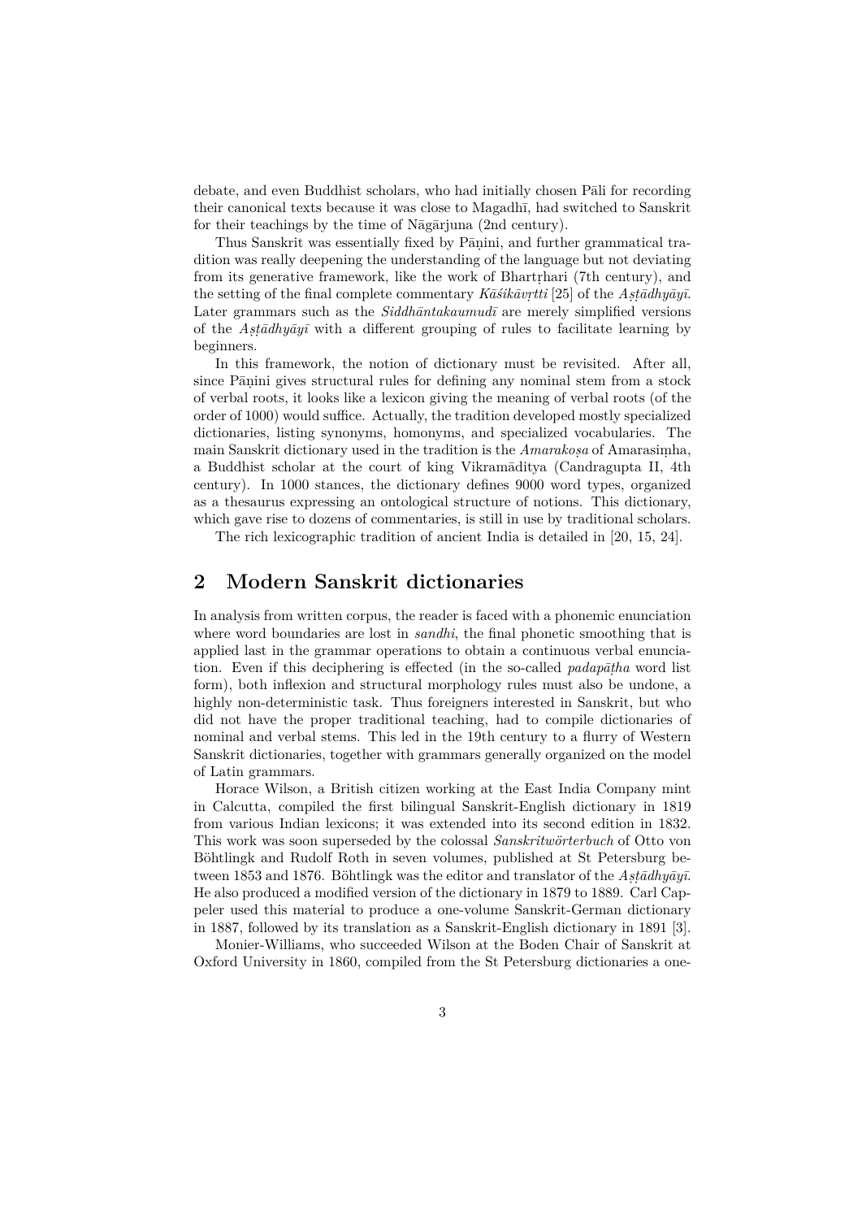debate, and even Buddhist scholars, who had initially chosen Pāli for recording their canonical texts because it was close to Magadhī, had switched to Sanskrit for their teachings by the time of Nāgārjuna (2nd century).

Thus Sanskrit was essentially fixed by Pāṇini, and further grammatical tradition was really deepening the understanding of the language but not deviating from its generative framework, like the work of Bhartṛhari (7th century), and the setting of the final complete commentary *Kāśikāvṛtti* [25] of the *Aṣṭādhyāyī*. Later grammars such as the *Siddhāntakaumudī* are merely simplified versions of the *Aṣṭādhyāyī* with a different grouping of rules to facilitate learning by beginners.

In this framework, the notion of dictionary must be revisited. After all, since Pāṇini gives structural rules for defining any nominal stem from a stock of verbal roots, it looks like a lexicon giving the meaning of verbal roots (of the order of 1000) would suffice. Actually, the tradition developed mostly specialized dictionaries, listing synonyms, homonyms, and specialized vocabularies. The main Sanskrit dictionary used in the tradition is the *Amarakoṣa* of Amarasiṃha, a Buddhist scholar at the court of king Vikramāditya (Candragupta II, 4th century). In 1000 stances, the dictionary defines 9000 word types, organized as a thesaurus expressing an ontological structure of notions. This dictionary, which gave rise to dozens of commentaries, is still in use by traditional scholars.

The rich lexicographic tradition of ancient India is detailed in [20, 15, 24].

## 2 Modern Sanskrit dictionaries

In analysis from written corpus, the reader is faced with a phonemic enunciation where word boundaries are lost in *sandhi*, the final phonetic smoothing that is applied last in the grammar operations to obtain a continuous verbal enunciation. Even if this deciphering is effected (in the so-called *padapāṭha* word list form), both inflexion and structural morphology rules must also be undone, a highly non-deterministic task. Thus foreigners interested in Sanskrit, but who did not have the proper traditional teaching, had to compile dictionaries of nominal and verbal stems. This led in the 19th century to a flurry of Western Sanskrit dictionaries, together with grammars generally organized on the model of Latin grammars.

Horace Wilson, a British citizen working at the East India Company mint in Calcutta, compiled the first bilingual Sanskrit-English dictionary in 1819 from various Indian lexicons; it was extended into its second edition in 1832. This work was soon superseded by the colossal *Sanskritwörterbuch* of Otto von Böhtlingk and Rudolf Roth in seven volumes, published at St Petersburg between 1853 and 1876. Böhtlingk was the editor and translator of the *Aṣṭādhyāyī*. He also produced a modified version of the dictionary in 1879 to 1889. Carl Cappeler used this material to produce a one-volume Sanskrit-German dictionary in 1887, followed by its translation as a Sanskrit-English dictionary in 1891 [3].

Monier-Williams, who succeeded Wilson at the Boden Chair of Sanskrit at Oxford University in 1860, compiled from the St Petersburg dictionaries a one-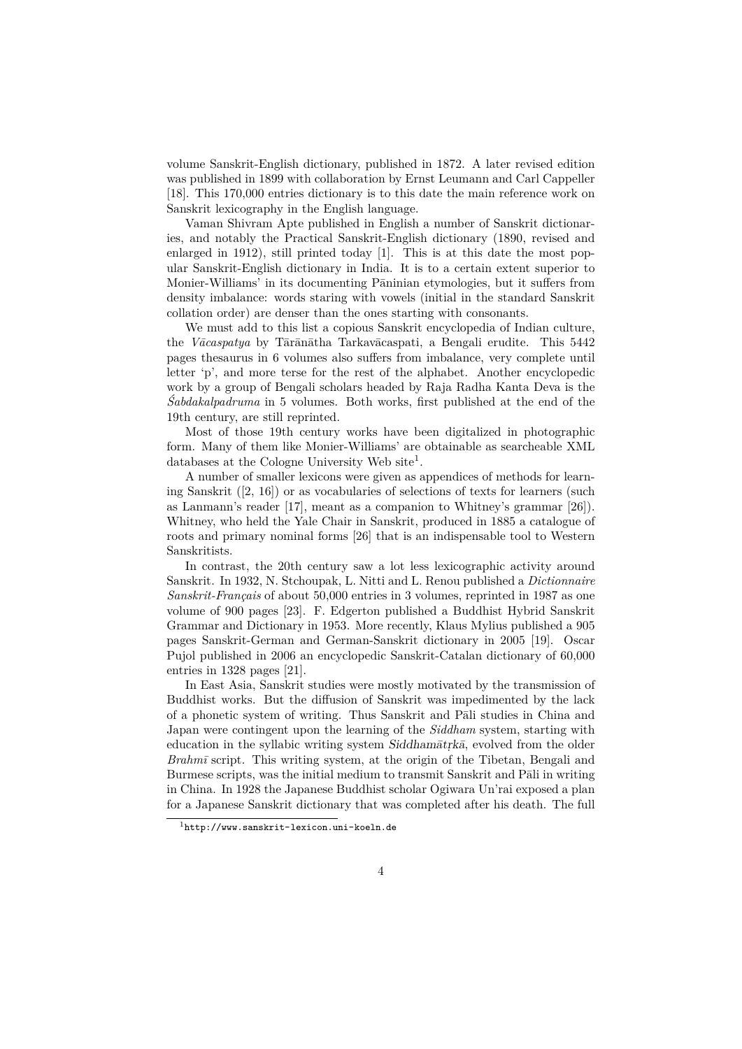volume Sanskrit-English dictionary, published in 1872. A later revised edition was published in 1899 with collaboration by Ernst Leumann and Carl Cappeller [18]. This 170,000 entries dictionary is to this date the main reference work on Sanskrit lexicography in the English language.

Vaman Shivram Apte published in English a number of Sanskrit dictionaries, and notably the Practical Sanskrit-English dictionary (1890, revised and enlarged in 1912), still printed today [1]. This is at this date the most popular Sanskrit-English dictionary in India. It is to a certain extent superior to Monier-Williams' in its documenting Pāninian etymologies, but it suffers from density imbalance: words staring with vowels (initial in the standard Sanskrit collation order) are denser than the ones starting with consonants.

We must add to this list a copious Sanskrit encyclopedia of Indian culture, the *Vācaspatya* by Tārānātha Tarkavācaspati, a Bengali erudite. This 5442 pages thesaurus in 6 volumes also suffers from imbalance, very complete until letter 'p', and more terse for the rest of the alphabet. Another encyclopedic work by a group of Bengali scholars headed by Raja Radha Kanta Deva is the *Śabdakalpadruma* in 5 volumes. Both works, first published at the end of the 19th century, are still reprinted.

Most of those 19th century works have been digitalized in photographic form. Many of them like Monier-Williams' are obtainable as searcheable XML databases at the Cologne University Web site[1].

A number of smaller lexicons were given as appendices of methods for learning Sanskrit ([2, 16]) or as vocabularies of selections of texts for learners (such as Lanmann's reader [17], meant as a companion to Whitney's grammar [26]). Whitney, who held the Yale Chair in Sanskrit, produced in 1885 a catalogue of roots and primary nominal forms [26] that is an indispensable tool to Western Sanskritists.

In contrast, the 20th century saw a lot less lexicographic activity around Sanskrit. In 1932, N. Stchoupak, L. Nitti and L. Renou published a *Dictionnaire Sanskrit-Français* of about 50,000 entries in 3 volumes, reprinted in 1987 as one volume of 900 pages [23]. F. Edgerton published a Buddhist Hybrid Sanskrit Grammar and Dictionary in 1953. More recently, Klaus Mylius published a 905 pages Sanskrit-German and German-Sanskrit dictionary in 2005 [19]. Oscar Pujol published in 2006 an encyclopedic Sanskrit-Catalan dictionary of 60,000 entries in 1328 pages [21].

In East Asia, Sanskrit studies were mostly motivated by the transmission of Buddhist works. But the diffusion of Sanskrit was impedimented by the lack of a phonetic system of writing. Thus Sanskrit and Pāli studies in China and Japan were contingent upon the learning of the *Siddham* system, starting with education in the syllabic writing system *Siddhamātṛkā*, evolved from the older *Brahmī* script. This writing system, at the origin of the Tibetan, Bengali and Burmese scripts, was the initial medium to transmit Sanskrit and Pāli in writing in China. In 1928 the Japanese Buddhist scholar Ogiwara Un'rai exposed a plan for a Japanese Sanskrit dictionary that was completed after his death. The full

[1] http://www.sanskrit-lexicon.uni-koeln.de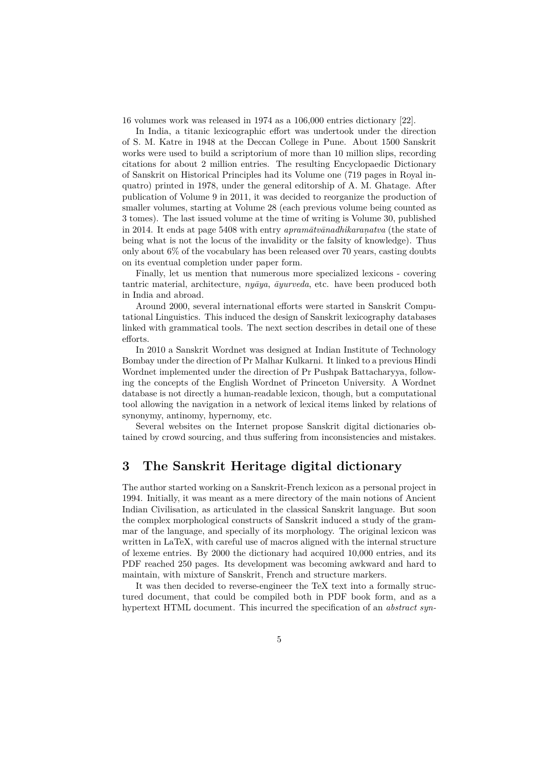16 volumes work was released in 1974 as a 106,000 entries dictionary [22].

In India, a titanic lexicographic effort was undertook under the direction of S. M. Katre in 1948 at the Deccan College in Pune. About 1500 Sanskrit works were used to build a scriptorium of more than 10 million slips, recording citations for about 2 million entries. The resulting Encyclopaedic Dictionary of Sanskrit on Historical Principles had its Volume one (719 pages in Royal in-quatro) printed in 1978, under the general editorship of A. M. Ghatage. After publication of Volume 9 in 2011, it was decided to reorganize the production of smaller volumes, starting at Volume 28 (each previous volume being counted as 3 tomes). The last issued volume at the time of writing is Volume 30, published in 2014. It ends at page 5408 with entry *apramātvānadhikaraṇatva* (the state of being what is not the locus of the invalidity or the falsity of knowledge). Thus only about 6% of the vocabulary has been released over 70 years, casting doubts on its eventual completion under paper form.

Finally, let us mention that numerous more specialized lexicons - covering tantric material, architecture, *nyāya*, *āyurveda*, etc. have been produced both in India and abroad.

Around 2000, several international efforts were started in Sanskrit Computational Linguistics. This induced the design of Sanskrit lexicography databases linked with grammatical tools. The next section describes in detail one of these efforts.

In 2010 a Sanskrit Wordnet was designed at Indian Institute of Technology Bombay under the direction of Pr Malhar Kulkarni. It linked to a previous Hindi Wordnet implemented under the direction of Pr Pushpak Battacharyya, following the concepts of the English Wordnet of Princeton University. A Wordnet database is not directly a human-readable lexicon, though, but a computational tool allowing the navigation in a network of lexical items linked by relations of synonymy, antinomy, hypernomy, etc.

Several websites on the Internet propose Sanskrit digital dictionaries obtained by crowd sourcing, and thus suffering from inconsistencies and mistakes.

## 3 The Sanskrit Heritage digital dictionary

The author started working on a Sanskrit-French lexicon as a personal project in 1994. Initially, it was meant as a mere directory of the main notions of Ancient Indian Civilisation, as articulated in the classical Sanskrit language. But soon the complex morphological constructs of Sanskrit induced a study of the grammar of the language, and specially of its morphology. The original lexicon was written in LaTeX, with careful use of macros aligned with the internal structure of lexeme entries. By 2000 the dictionary had acquired 10,000 entries, and its PDF reached 250 pages. Its development was becoming awkward and hard to maintain, with mixture of Sanskrit, French and structure markers.

It was then decided to reverse-engineer the TeX text into a formally structured document, that could be compiled both in PDF book form, and as a hypertext HTML document. This incurred the specification of an *abstract syn-*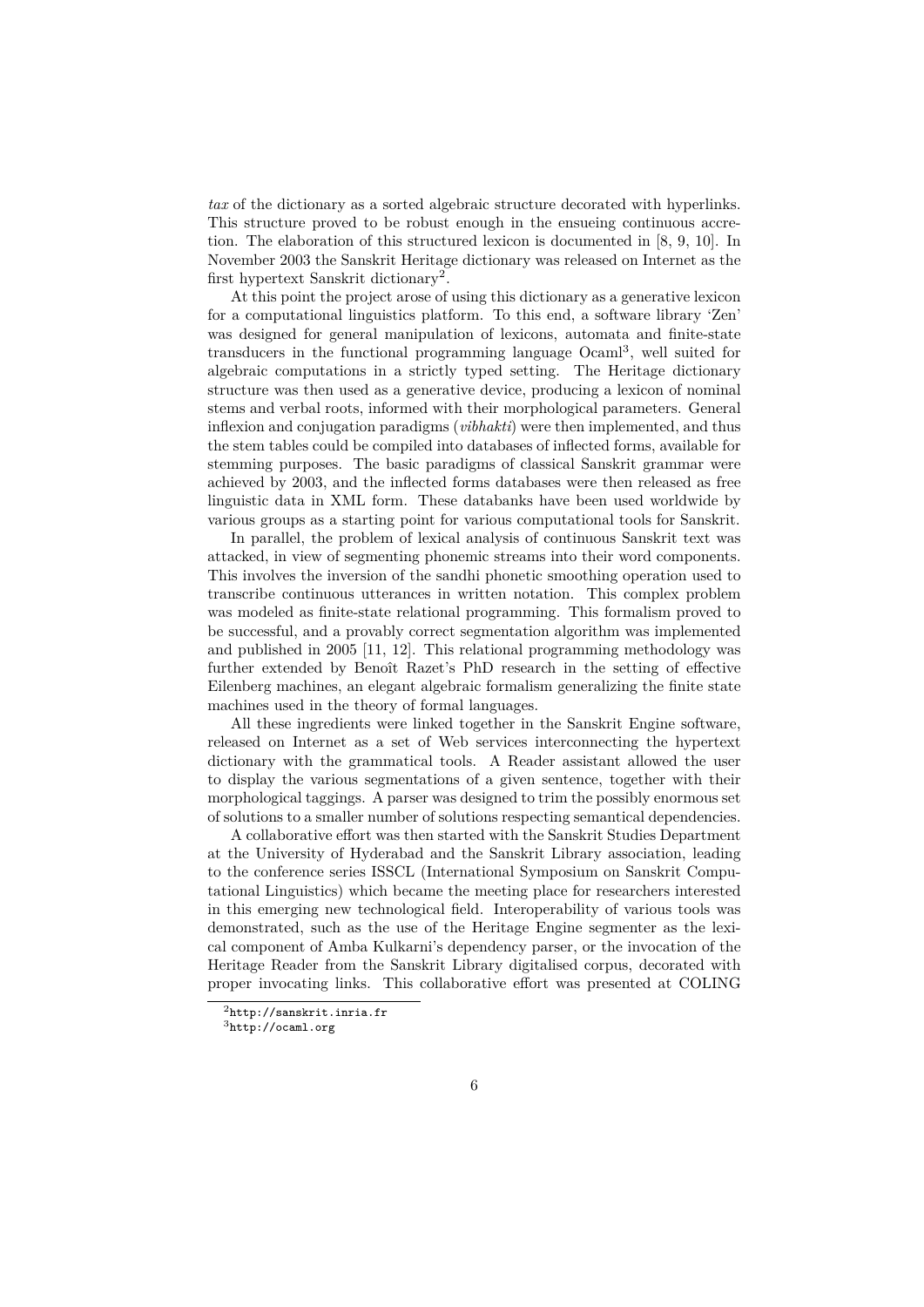*tax* of the dictionary as a sorted algebraic structure decorated with hyperlinks. This structure proved to be robust enough in the ensueing continuous accretion. The elaboration of this structured lexicon is documented in [8, 9, 10]. In November 2003 the Sanskrit Heritage dictionary was released on Internet as the first hypertext Sanskrit dictionary[2].

At this point the project arose of using this dictionary as a generative lexicon for a computational linguistics platform. To this end, a software library 'Zen' was designed for general manipulation of lexicons, automata and finite-state transducers in the functional programming language Ocaml[3], well suited for algebraic computations in a strictly typed setting. The Heritage dictionary structure was then used as a generative device, producing a lexicon of nominal stems and verbal roots, informed with their morphological parameters. General inflexion and conjugation paradigms (*vibhakti*) were then implemented, and thus the stem tables could be compiled into databases of inflected forms, available for stemming purposes. The basic paradigms of classical Sanskrit grammar were achieved by 2003, and the inflected forms databases were then released as free linguistic data in XML form. These databanks have been used worldwide by various groups as a starting point for various computational tools for Sanskrit.

In parallel, the problem of lexical analysis of continuous Sanskrit text was attacked, in view of segmenting phonemic streams into their word components. This involves the inversion of the sandhi phonetic smoothing operation used to transcribe continuous utterances in written notation. This complex problem was modeled as finite-state relational programming. This formalism proved to be successful, and a provably correct segmentation algorithm was implemented and published in 2005 [11, 12]. This relational programming methodology was further extended by Benoît Razet's PhD research in the setting of effective Eilenberg machines, an elegant algebraic formalism generalizing the finite state machines used in the theory of formal languages.

All these ingredients were linked together in the Sanskrit Engine software, released on Internet as a set of Web services interconnecting the hypertext dictionary with the grammatical tools. A Reader assistant allowed the user to display the various segmentations of a given sentence, together with their morphological taggings. A parser was designed to trim the possibly enormous set of solutions to a smaller number of solutions respecting semantical dependencies.

A collaborative effort was then started with the Sanskrit Studies Department at the University of Hyderabad and the Sanskrit Library association, leading to the conference series ISSCL (International Symposium on Sanskrit Computational Linguistics) which became the meeting place for researchers interested in this emerging new technological field. Interoperability of various tools was demonstrated, such as the use of the Heritage Engine segmenter as the lexical component of Amba Kulkarni's dependency parser, or the invocation of the Heritage Reader from the Sanskrit Library digitalised corpus, decorated with proper invocating links. This collaborative effort was presented at COLING

---

[2] http://sanskrit.inria.fr

[3] http://ocaml.org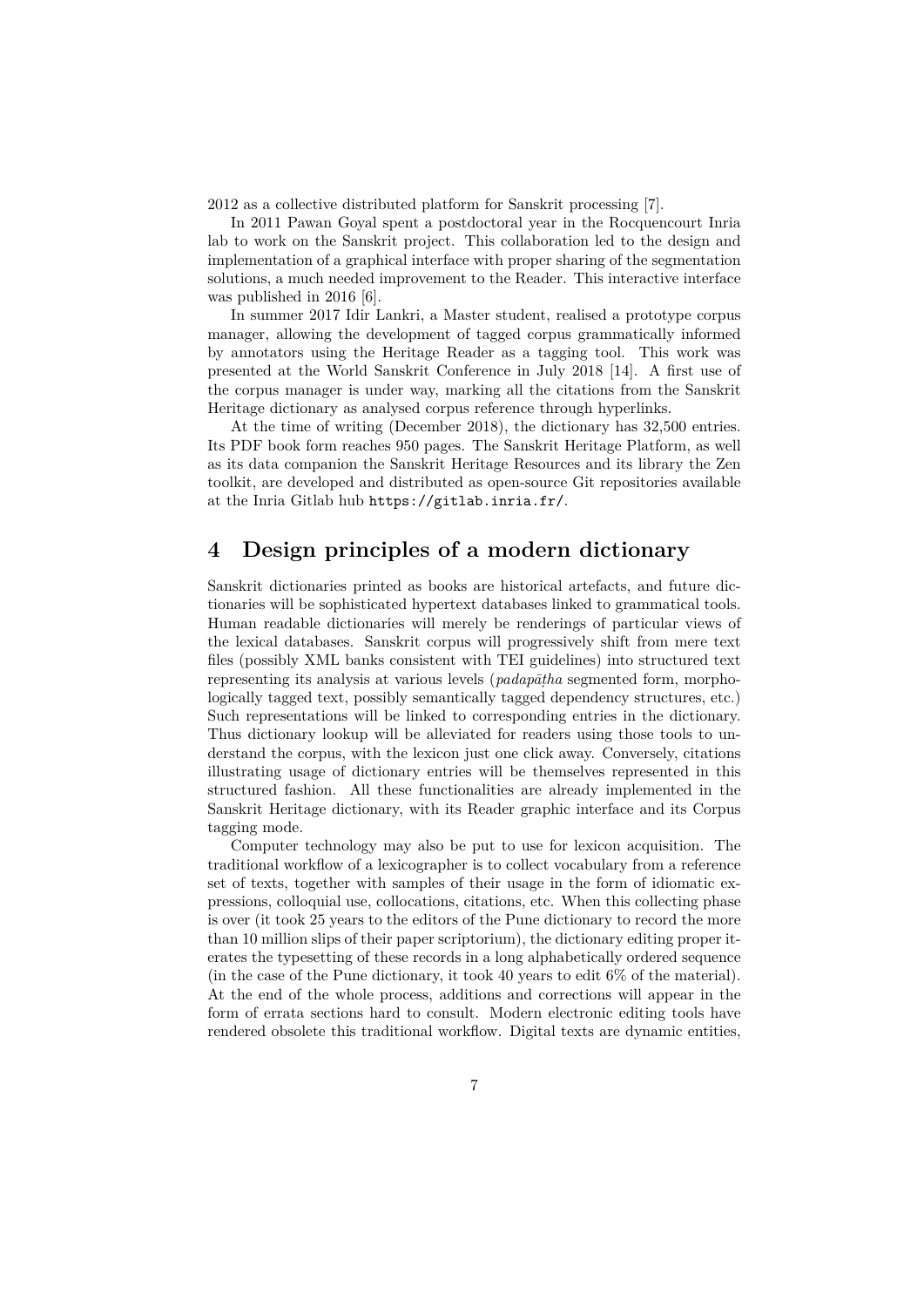2012 as a collective distributed platform for Sanskrit processing [7].

In 2011 Pawan Goyal spent a postdoctoral year in the Rocquencourt Inria lab to work on the Sanskrit project. This collaboration led to the design and implementation of a graphical interface with proper sharing of the segmentation solutions, a much needed improvement to the Reader. This interactive interface was published in 2016 [6].

In summer 2017 Idir Lankri, a Master student, realised a prototype corpus manager, allowing the development of tagged corpus grammatically informed by annotators using the Heritage Reader as a tagging tool. This work was presented at the World Sanskrit Conference in July 2018 [14]. A first use of the corpus manager is under way, marking all the citations from the Sanskrit Heritage dictionary as analysed corpus reference through hyperlinks.

At the time of writing (December 2018), the dictionary has 32,500 entries. Its PDF book form reaches 950 pages. The Sanskrit Heritage Platform, as well as its data companion the Sanskrit Heritage Resources and its library the Zen toolkit, are developed and distributed as open-source Git repositories available at the Inria Gitlab hub `https://gitlab.inria.fr/`.

## 4 Design principles of a modern dictionary

Sanskrit dictionaries printed as books are historical artefacts, and future dictionaries will be sophisticated hypertext databases linked to grammatical tools. Human readable dictionaries will merely be renderings of particular views of the lexical databases. Sanskrit corpus will progressively shift from mere text files (possibly XML banks consistent with TEI guidelines) into structured text representing its analysis at various levels (*padapāṭha* segmented form, morphologically tagged text, possibly semantically tagged dependency structures, etc.) Such representations will be linked to corresponding entries in the dictionary. Thus dictionary lookup will be alleviated for readers using those tools to understand the corpus, with the lexicon just one click away. Conversely, citations illustrating usage of dictionary entries will be themselves represented in this structured fashion. All these functionalities are already implemented in the Sanskrit Heritage dictionary, with its Reader graphic interface and its Corpus tagging mode.

Computer technology may also be put to use for lexicon acquisition. The traditional workflow of a lexicographer is to collect vocabulary from a reference set of texts, together with samples of their usage in the form of idiomatic expressions, colloquial use, collocations, citations, etc. When this collecting phase is over (it took 25 years to the editors of the Pune dictionary to record the more than 10 million slips of their paper scriptorium), the dictionary editing proper iterates the typesetting of these records in a long alphabetically ordered sequence (in the case of the Pune dictionary, it took 40 years to edit 6% of the material). At the end of the whole process, additions and corrections will appear in the form of errata sections hard to consult. Modern electronic editing tools have rendered obsolete this traditional workflow. Digital texts are dynamic entities,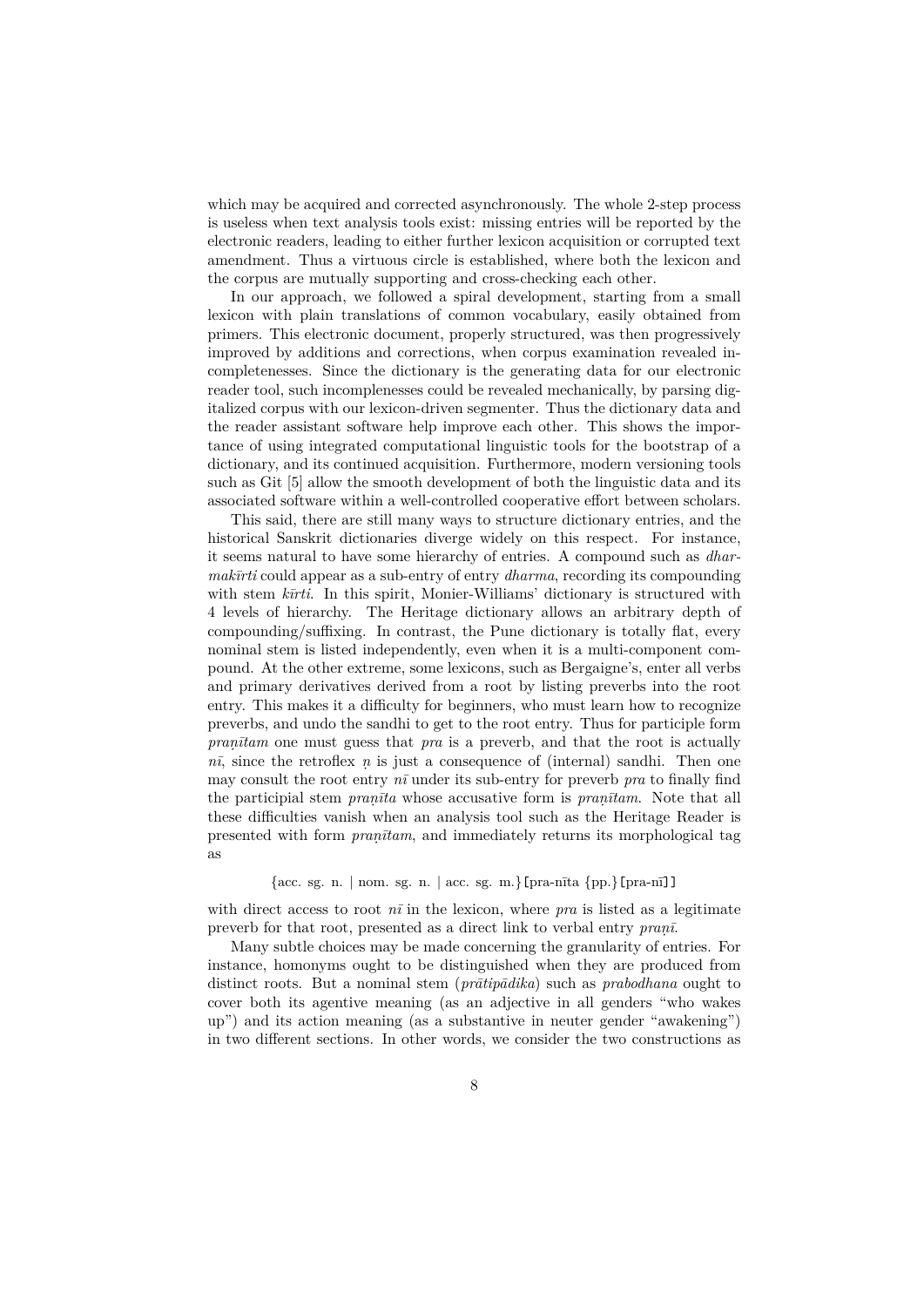which may be acquired and corrected asynchronously. The whole 2-step process is useless when text analysis tools exist: missing entries will be reported by the electronic readers, leading to either further lexicon acquisition or corrupted text amendment. Thus a virtuous circle is established, where both the lexicon and the corpus are mutually supporting and cross-checking each other.

In our approach, we followed a spiral development, starting from a small lexicon with plain translations of common vocabulary, easily obtained from primers. This electronic document, properly structured, was then progressively improved by additions and corrections, when corpus examination revealed incompletenesses. Since the dictionary is the generating data for our electronic reader tool, such incomplenesses could be revealed mechanically, by parsing digitalized corpus with our lexicon-driven segmenter. Thus the dictionary data and the reader assistant software help improve each other. This shows the importance of using integrated computational linguistic tools for the bootstrap of a dictionary, and its continued acquisition. Furthermore, modern versioning tools such as Git [5] allow the smooth development of both the linguistic data and its associated software within a well-controlled cooperative effort between scholars.

This said, there are still many ways to structure dictionary entries, and the historical Sanskrit dictionaries diverge widely on this respect. For instance, it seems natural to have some hierarchy of entries. A compound such as *dharmakīrti* could appear as a sub-entry of entry *dharma*, recording its compounding with stem *kīrti*. In this spirit, Monier-Williams' dictionary is structured with 4 levels of hierarchy. The Heritage dictionary allows an arbitrary depth of compounding/suffixing. In contrast, the Pune dictionary is totally flat, every nominal stem is listed independently, even when it is a multi-component compound. At the other extreme, some lexicons, such as Bergaigne's, enter all verbs and primary derivatives derived from a root by listing preverbs into the root entry. This makes it a difficulty for beginners, who must learn how to recognize preverbs, and undo the sandhi to get to the root entry. Thus for participle form *praṇītam* one must guess that *pra* is a preverb, and that the root is actually *nī*, since the retroflex *ṇ* is just a consequence of (internal) sandhi. Then one may consult the root entry *nī* under its sub-entry for preverb *pra* to finally find the participial stem *praṇīta* whose accusative form is *praṇītam*. Note that all these difficulties vanish when an analysis tool such as the Heritage Reader is presented with form *praṇītam*, and immediately returns its morphological tag as

{acc. sg. n. | nom. sg. n. | acc. sg. m.}[pra-nīta {pp.}[pra-nī]]

with direct access to root *nī* in the lexicon, where *pra* is listed as a legitimate preverb for that root, presented as a direct link to verbal entry *praṇī*.

Many subtle choices may be made concerning the granularity of entries. For instance, homonyms ought to be distinguished when they are produced from distinct roots. But a nominal stem (*prātipādika*) such as *prabodhana* ought to cover both its agentive meaning (as an adjective in all genders "who wakes up") and its action meaning (as a substantive in neuter gender "awakening") in two different sections. In other words, we consider the two constructions as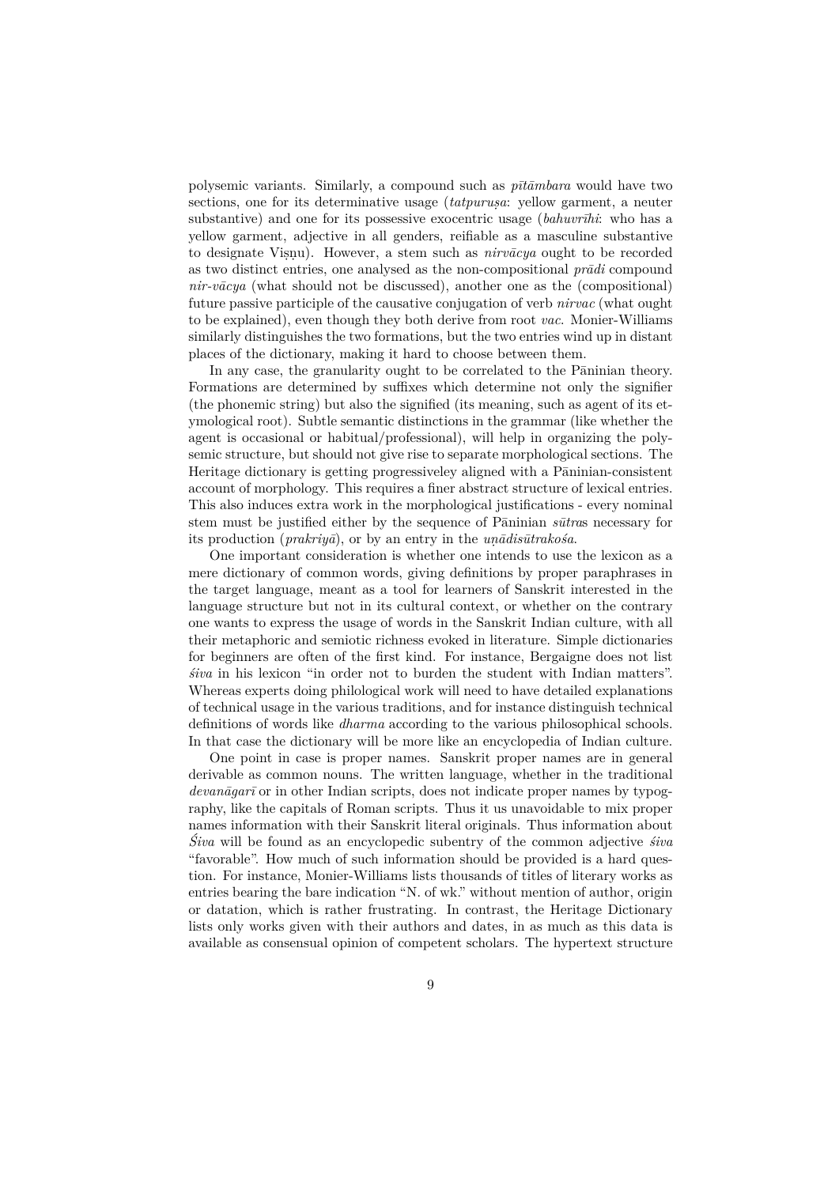polysemic variants. Similarly, a compound such as *pītāmbara* would have two sections, one for its determinative usage (*tatpuruṣa*: yellow garment, a neuter substantive) and one for its possessive exocentric usage (*bahuvrīhi*: who has a yellow garment, adjective in all genders, reifiable as a masculine substantive to designate Viṣṇu). However, a stem such as *nirvācya* ought to be recorded as two distinct entries, one analysed as the non-compositional *prādi* compound *nir-vācya* (what should not be discussed), another one as the (compositional) future passive participle of the causative conjugation of verb *nirvac* (what ought to be explained), even though they both derive from root *vac*. Monier-Williams similarly distinguishes the two formations, but the two entries wind up in distant places of the dictionary, making it hard to choose between them.

In any case, the granularity ought to be correlated to the Pāninian theory. Formations are determined by suffixes which determine not only the signifier (the phonemic string) but also the signified (its meaning, such as agent of its etymological root). Subtle semantic distinctions in the grammar (like whether the agent is occasional or habitual/professional), will help in organizing the polysemic structure, but should not give rise to separate morphological sections. The Heritage dictionary is getting progressiveley aligned with a Pāninian-consistent account of morphology. This requires a finer abstract structure of lexical entries. This also induces extra work in the morphological justifications - every nominal stem must be justified either by the sequence of Pāninian *sūtra*s necessary for its production (*prakriyā*), or by an entry in the *uṇādisūtrakośa*.

One important consideration is whether one intends to use the lexicon as a mere dictionary of common words, giving definitions by proper paraphrases in the target language, meant as a tool for learners of Sanskrit interested in the language structure but not in its cultural context, or whether on the contrary one wants to express the usage of words in the Sanskrit Indian culture, with all their metaphoric and semiotic richness evoked in literature. Simple dictionaries for beginners are often of the first kind. For instance, Bergaigne does not list *śiva* in his lexicon "in order not to burden the student with Indian matters". Whereas experts doing philological work will need to have detailed explanations of technical usage in the various traditions, and for instance distinguish technical definitions of words like *dharma* according to the various philosophical schools. In that case the dictionary will be more like an encyclopedia of Indian culture.

One point in case is proper names. Sanskrit proper names are in general derivable as common nouns. The written language, whether in the traditional *devanāgarī* or in other Indian scripts, does not indicate proper names by typography, like the capitals of Roman scripts. Thus it us unavoidable to mix proper names information with their Sanskrit literal originals. Thus information about *Śiva* will be found as an encyclopedic subentry of the common adjective *śiva* "favorable". How much of such information should be provided is a hard question. For instance, Monier-Williams lists thousands of titles of literary works as entries bearing the bare indication "N. of wk." without mention of author, origin or datation, which is rather frustrating. In contrast, the Heritage Dictionary lists only works given with their authors and dates, in as much as this data is available as consensual opinion of competent scholars. The hypertext structure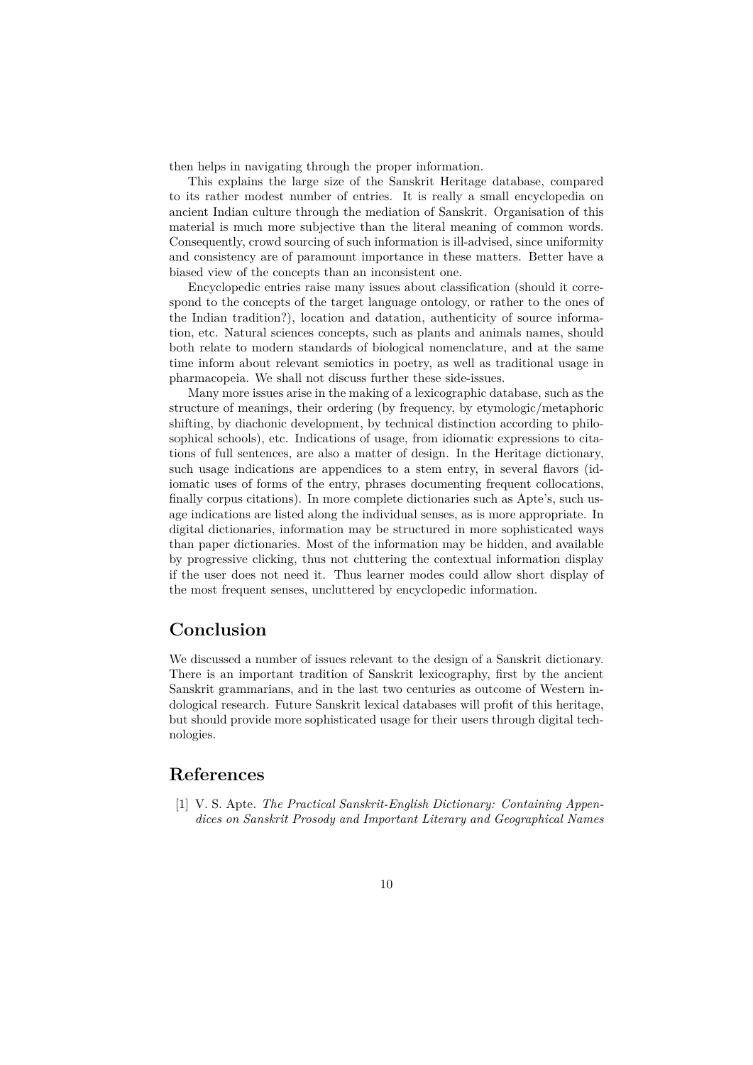then helps in navigating through the proper information.

This explains the large size of the Sanskrit Heritage database, compared to its rather modest number of entries. It is really a small encyclopedia on ancient Indian culture through the mediation of Sanskrit. Organisation of this material is much more subjective than the literal meaning of common words. Consequently, crowd sourcing of such information is ill-advised, since uniformity and consistency are of paramount importance in these matters. Better have a biased view of the concepts than an inconsistent one.

Encyclopedic entries raise many issues about classification (should it correspond to the concepts of the target language ontology, or rather to the ones of the Indian tradition?), location and datation, authenticity of source information, etc. Natural sciences concepts, such as plants and animals names, should both relate to modern standards of biological nomenclature, and at the same time inform about relevant semiotics in poetry, as well as traditional usage in pharmacopeia. We shall not discuss further these side-issues.

Many more issues arise in the making of a lexicographic database, such as the structure of meanings, their ordering (by frequency, by etymologic/metaphoric shifting, by diachonic development, by technical distinction according to philosophical schools), etc. Indications of usage, from idiomatic expressions to citations of full sentences, are also a matter of design. In the Heritage dictionary, such usage indications are appendices to a stem entry, in several flavors (idiomatic uses of forms of the entry, phrases documenting frequent collocations, finally corpus citations). In more complete dictionaries such as Apte's, such usage indications are listed along the individual senses, as is more appropriate. In digital dictionaries, information may be structured in more sophisticated ways than paper dictionaries. Most of the information may be hidden, and available by progressive clicking, thus not cluttering the contextual information display if the user does not need it. Thus learner modes could allow short display of the most frequent senses, uncluttered by encyclopedic information.

## Conclusion

We discussed a number of issues relevant to the design of a Sanskrit dictionary. There is an important tradition of Sanskrit lexicography, first by the ancient Sanskrit grammarians, and in the last two centuries as outcome of Western indological research. Future Sanskrit lexical databases will profit of this heritage, but should provide more sophisticated usage for their users through digital technologies.

## References

[1] V. S. Apte. *The Practical Sanskrit-English Dictionary: Containing Appendices on Sanskrit Prosody and Important Literary and Geographical Names*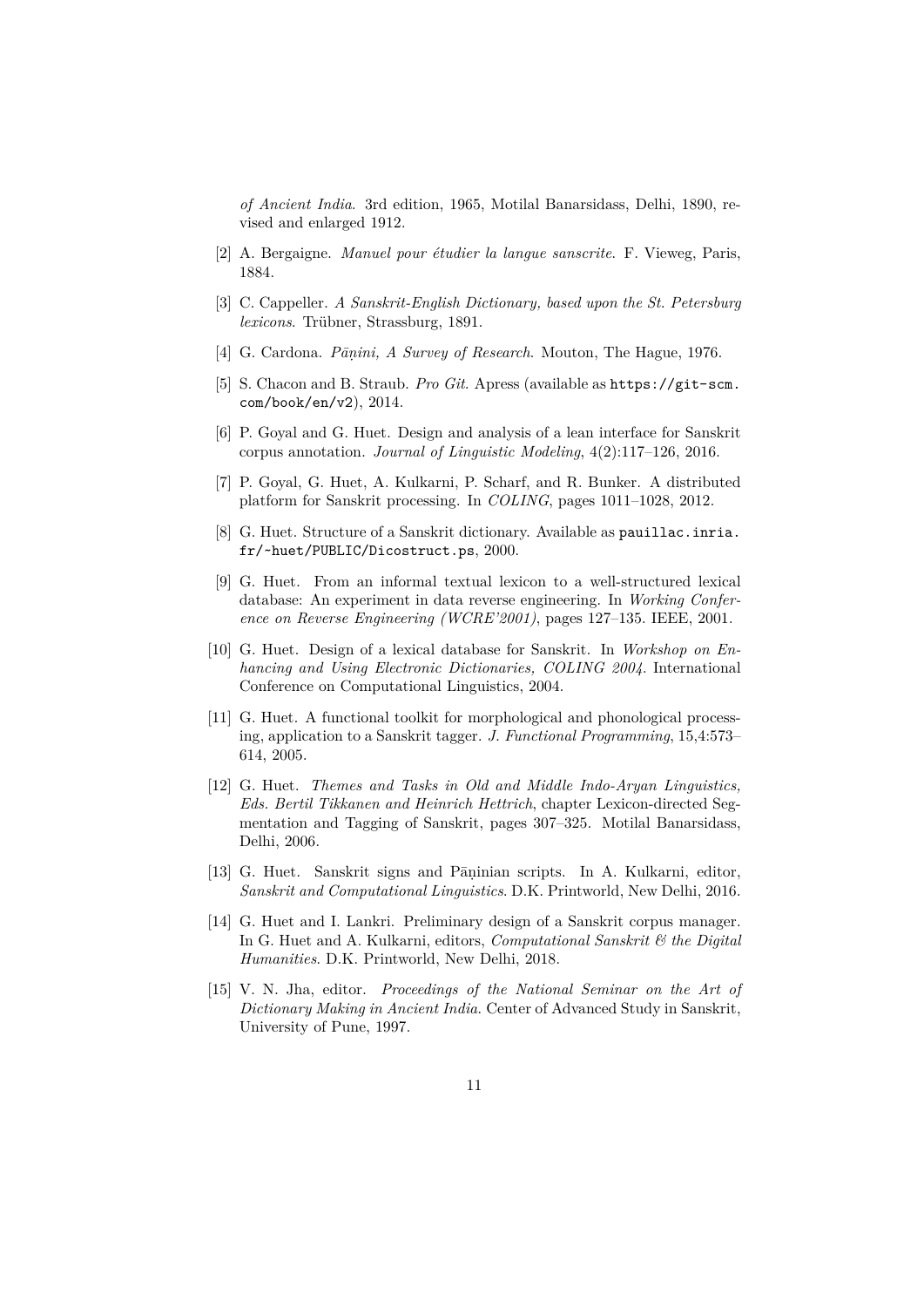*of Ancient India*. 3rd edition, 1965, Motilal Banarsidass, Delhi, 1890, revised and enlarged 1912.

[2] A. Bergaigne. *Manuel pour étudier la langue sanscrite*. F. Vieweg, Paris, 1884.

[3] C. Cappeller. *A Sanskrit-English Dictionary, based upon the St. Petersburg lexicons*. Trübner, Strassburg, 1891.

[4] G. Cardona. *Pāṇini, A Survey of Research*. Mouton, The Hague, 1976.

[5] S. Chacon and B. Straub. *Pro Git*. Apress (available as `https://git-scm.com/book/en/v2`), 2014.

[6] P. Goyal and G. Huet. Design and analysis of a lean interface for Sanskrit corpus annotation. *Journal of Linguistic Modeling*, 4(2):117–126, 2016.

[7] P. Goyal, G. Huet, A. Kulkarni, P. Scharf, and R. Bunker. A distributed platform for Sanskrit processing. In *COLING*, pages 1011–1028, 2012.

[8] G. Huet. Structure of a Sanskrit dictionary. Available as `pauillac.inria.fr/~huet/PUBLIC/Dicostruct.ps`, 2000.

[9] G. Huet. From an informal textual lexicon to a well-structured lexical database: An experiment in data reverse engineering. In *Working Conference on Reverse Engineering (WCRE'2001)*, pages 127–135. IEEE, 2001.

[10] G. Huet. Design of a lexical database for Sanskrit. In *Workshop on Enhancing and Using Electronic Dictionaries, COLING 2004*. International Conference on Computational Linguistics, 2004.

[11] G. Huet. A functional toolkit for morphological and phonological processing, application to a Sanskrit tagger. *J. Functional Programming*, 15,4:573–614, 2005.

[12] G. Huet. *Themes and Tasks in Old and Middle Indo-Aryan Linguistics, Eds. Bertil Tikkanen and Heinrich Hettrich*, chapter Lexicon-directed Segmentation and Tagging of Sanskrit, pages 307–325. Motilal Banarsidass, Delhi, 2006.

[13] G. Huet. Sanskrit signs and Pāṇinian scripts. In A. Kulkarni, editor, *Sanskrit and Computational Linguistics*. D.K. Printworld, New Delhi, 2016.

[14] G. Huet and I. Lankri. Preliminary design of a Sanskrit corpus manager. In G. Huet and A. Kulkarni, editors, *Computational Sanskrit & the Digital Humanities*. D.K. Printworld, New Delhi, 2018.

[15] V. N. Jha, editor. *Proceedings of the National Seminar on the Art of Dictionary Making in Ancient India*. Center of Advanced Study in Sanskrit, University of Pune, 1997.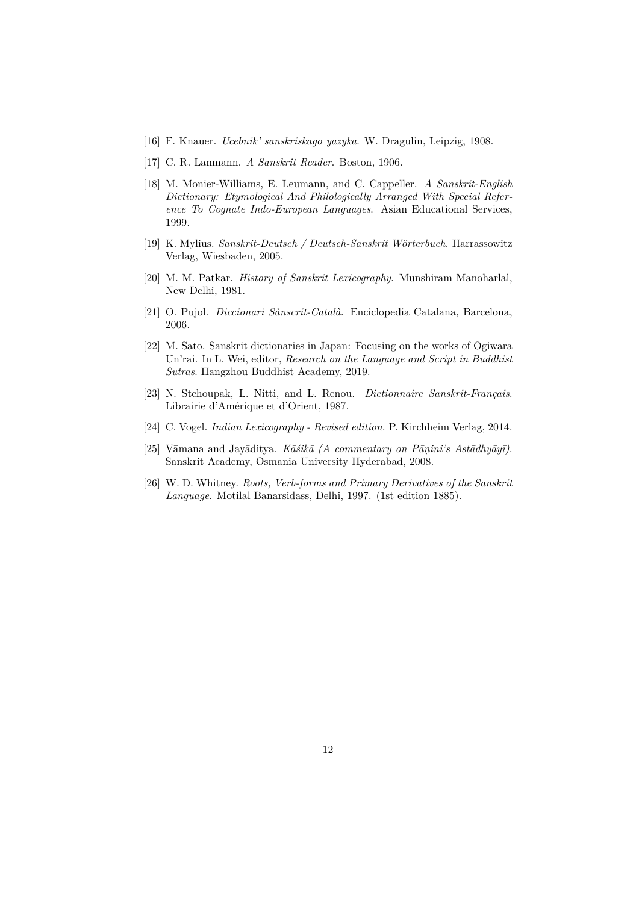[16] F. Knauer. *Ucebnik' sanskriskago yazyka*. W. Dragulin, Leipzig, 1908.

[17] C. R. Lanmann. *A Sanskrit Reader*. Boston, 1906.

[18] M. Monier-Williams, E. Leumann, and C. Cappeller. *A Sanskrit-English Dictionary: Etymological And Philologically Arranged With Special Reference To Cognate Indo-European Languages*. Asian Educational Services, 1999.

[19] K. Mylius. *Sanskrit-Deutsch / Deutsch-Sanskrit Wörterbuch*. Harrassowitz Verlag, Wiesbaden, 2005.

[20] M. M. Patkar. *History of Sanskrit Lexicography*. Munshiram Manoharlal, New Delhi, 1981.

[21] O. Pujol. *Diccionari Sànscrit-Català*. Enciclopedia Catalana, Barcelona, 2006.

[22] M. Sato. Sanskrit dictionaries in Japan: Focusing on the works of Ogiwara Un'rai. In L. Wei, editor, *Research on the Language and Script in Buddhist Sutras*. Hangzhou Buddhist Academy, 2019.

[23] N. Stchoupak, L. Nitti, and L. Renou. *Dictionnaire Sanskrit-Français*. Librairie d'Amérique et d'Orient, 1987.

[24] C. Vogel. *Indian Lexicography - Revised edition*. P. Kirchheim Verlag, 2014.

[25] Vāmana and Jayāditya. *Kāśikā (A commentary on Pāṇini's Astādhyāyī)*. Sanskrit Academy, Osmania University Hyderabad, 2008.

[26] W. D. Whitney. *Roots, Verb-forms and Primary Derivatives of the Sanskrit Language*. Motilal Banarsidass, Delhi, 1997. (1st edition 1885).